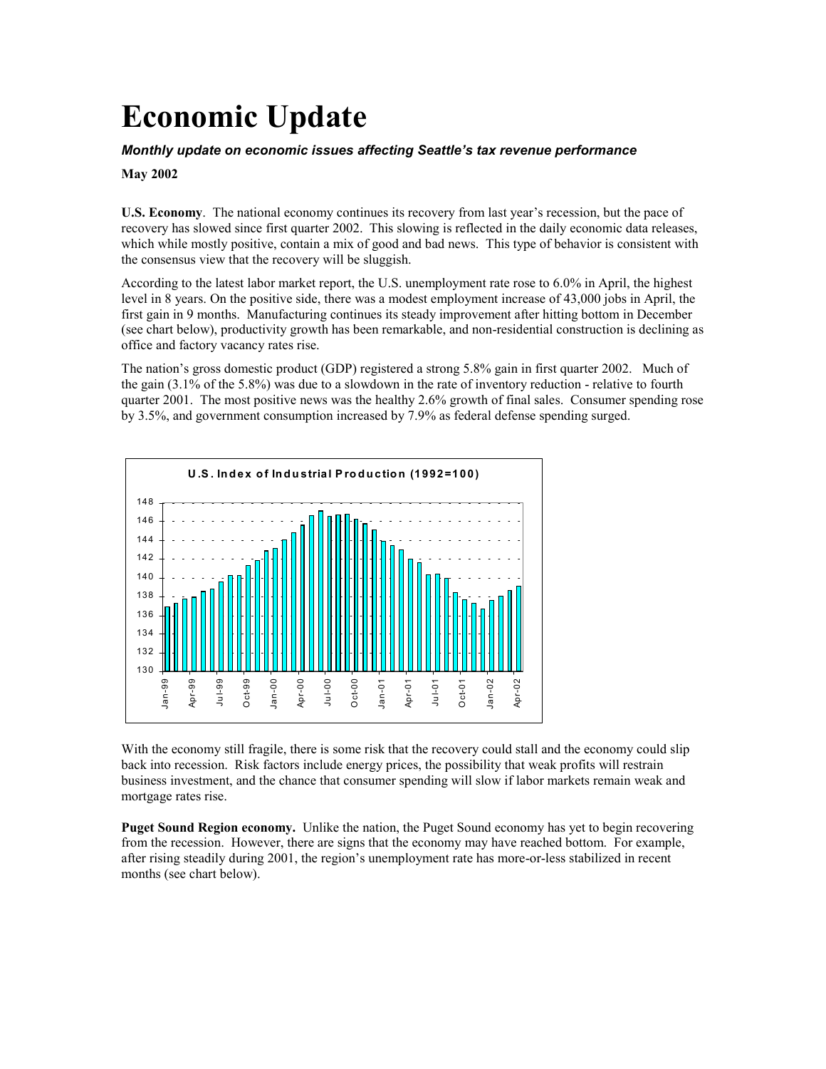# Economic Update

***Monthly update on economic issues affecting Seattle's tax revenue performance***

**May 2002**

**U.S. Economy**. The national economy continues its recovery from last year's recession, but the pace of recovery has slowed since first quarter 2002. This slowing is reflected in the daily economic data releases, which while mostly positive, contain a mix of good and bad news. This type of behavior is consistent with the consensus view that the recovery will be sluggish.

According to the latest labor market report, the U.S. unemployment rate rose to 6.0% in April, the highest level in 8 years. On the positive side, there was a modest employment increase of 43,000 jobs in April, the first gain in 9 months. Manufacturing continues its steady improvement after hitting bottom in December (see chart below), productivity growth has been remarkable, and non-residential construction is declining as office and factory vacancy rates rise.

The nation's gross domestic product (GDP) registered a strong 5.8% gain in first quarter 2002. Much of the gain (3.1% of the 5.8%) was due to a slowdown in the rate of inventory reduction - relative to fourth quarter 2001. The most positive news was the healthy 2.6% growth of final sales. Consumer spending rose by 3.5%, and government consumption increased by 7.9% as federal defense spending surged.

**U.S. Index of Industrial Production (1992=100)**

With the economy still fragile, there is some risk that the recovery could stall and the economy could slip back into recession. Risk factors include energy prices, the possibility that weak profits will restrain business investment, and the chance that consumer spending will slow if labor markets remain weak and mortgage rates rise.

**Puget Sound Region economy.** Unlike the nation, the Puget Sound economy has yet to begin recovering from the recession. However, there are signs that the economy may have reached bottom. For example, after rising steadily during 2001, the region's unemployment rate has more-or-less stabilized in recent months (see chart below).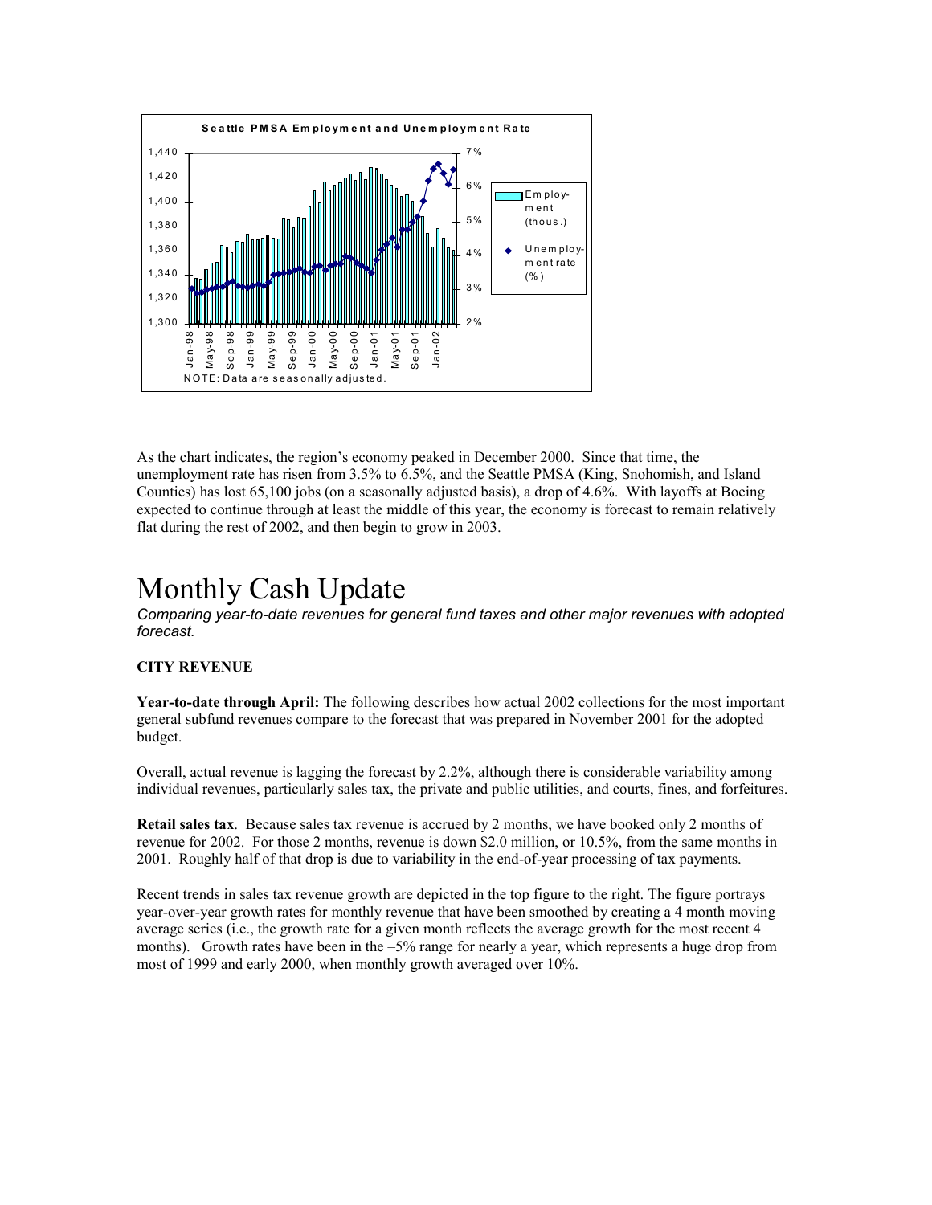As the chart indicates, the region's economy peaked in December 2000. Since that time, the unemployment rate has risen from 3.5% to 6.5%, and the Seattle PMSA (King, Snohomish, and Island Counties) has lost 65,100 jobs (on a seasonally adjusted basis), a drop of 4.6%. With layoffs at Boeing expected to continue through at least the middle of this year, the economy is forecast to remain relatively flat during the rest of 2002, and then begin to grow in 2003.

# Monthly Cash Update

*Comparing year-to-date revenues for general fund taxes and other major revenues with adopted forecast.*

**CITY REVENUE**

**Year-to-date through April:** The following describes how actual 2002 collections for the most important general subfund revenues compare to the forecast that was prepared in November 2001 for the adopted budget.

Overall, actual revenue is lagging the forecast by 2.2%, although there is considerable variability among individual revenues, particularly sales tax, the private and public utilities, and courts, fines, and forfeitures.

**Retail sales tax**. Because sales tax revenue is accrued by 2 months, we have booked only 2 months of revenue for 2002. For those 2 months, revenue is down $2.0 million, or 10.5%, from the same months in 2001. Roughly half of that drop is due to variability in the end-of-year processing of tax payments.

Recent trends in sales tax revenue growth are depicted in the top figure to the right. The figure portrays year-over-year growth rates for monthly revenue that have been smoothed by creating a 4 month moving average series (i.e., the growth rate for a given month reflects the average growth for the most recent 4 months). Growth rates have been in the –5% range for nearly a year, which represents a huge drop from most of 1999 and early 2000, when monthly growth averaged over 10%.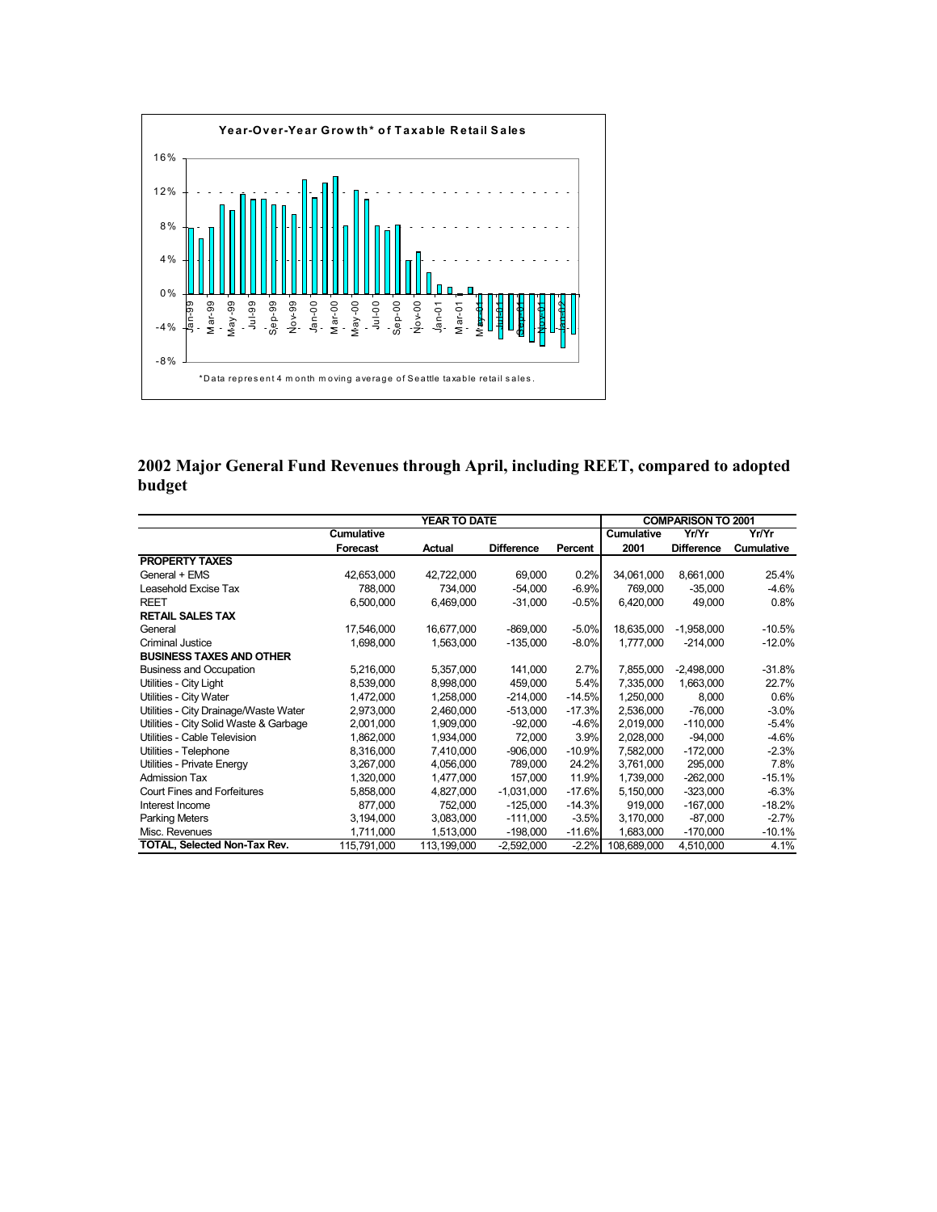**Year-Over-Year Growth* of Taxable Retail Sales**

*Data represent 4 month moving average of Seattle taxable retail sales.

## 2002 Major General Fund Revenues through April, including REET, compared to adopted budget

| | YEAR TO DATE | | | | COMPARISON TO 2001 | | |
|---|---|---|---|---|---|---|---|
| | Cumulative Forecast | Actual | Difference | Percent | Cumulative 2001 | Yr/Yr Difference | Yr/Yr Cumulative |
| **PROPERTY TAXES** | | | | | | | |
| General + EMS | 42,653,000 | 42,722,000 | 69,000 | 0.2% | 34,061,000 | 8,661,000 | 25.4% |
| Leasehold Excise Tax | 788,000 | 734,000 | -54,000 | -6.9% | 769,000 | -35,000 | -4.6% |
| REET | 6,500,000 | 6,469,000 | -31,000 | -0.5% | 6,420,000 | 49,000 | 0.8% |
| **RETAIL SALES TAX** | | | | | | | |
| General | 17,546,000 | 16,677,000 | -869,000 | -5.0% | 18,635,000 | -1,958,000 | -10.5% |
| Criminal Justice | 1,698,000 | 1,563,000 | -135,000 | -8.0% | 1,777,000 | -214,000 | -12.0% |
| **BUSINESS TAXES AND OTHER** | | | | | | | |
| Business and Occupation | 5,216,000 | 5,357,000 | 141,000 | 2.7% | 7,855,000 | -2,498,000 | -31.8% |
| Utilities - City Light | 8,539,000 | 8,998,000 | 459,000 | 5.4% | 7,335,000 | 1,663,000 | 22.7% |
| Utilities - City Water | 1,472,000 | 1,258,000 | -214,000 | -14.5% | 1,250,000 | 8,000 | 0.6% |
| Utilities - City Drainage/Waste Water | 2,973,000 | 2,460,000 | -513,000 | -17.3% | 2,536,000 | -76,000 | -3.0% |
| Utilities - City Solid Waste & Garbage | 2,001,000 | 1,909,000 | -92,000 | -4.6% | 2,019,000 | -110,000 | -5.4% |
| Utilities - Cable Television | 1,862,000 | 1,934,000 | 72,000 | 3.9% | 2,028,000 | -94,000 | -4.6% |
| Utilities - Telephone | 8,316,000 | 7,410,000 | -906,000 | -10.9% | 7,582,000 | -172,000 | -2.3% |
| Utilities - Private Energy | 3,267,000 | 4,056,000 | 789,000 | 24.2% | 3,761,000 | 295,000 | 7.8% |
| Admission Tax | 1,320,000 | 1,477,000 | 157,000 | 11.9% | 1,739,000 | -262,000 | -15.1% |
| Court Fines and Forfeitures | 5,858,000 | 4,827,000 | -1,031,000 | -17.6% | 5,150,000 | -323,000 | -6.3% |
| Interest Income | 877,000 | 752,000 | -125,000 | -14.3% | 919,000 | -167,000 | -18.2% |
| Parking Meters | 3,194,000 | 3,083,000 | -111,000 | -3.5% | 3,170,000 | -87,000 | -2.7% |
| Misc. Revenues | 1,711,000 | 1,513,000 | -198,000 | -11.6% | 1,683,000 | -170,000 | -10.1% |
| **TOTAL, Selected Non-Tax Rev.** | 115,791,000 | 113,199,000 | -2,592,000 | -2.2% | 108,689,000 | 4,510,000 | 4.1% |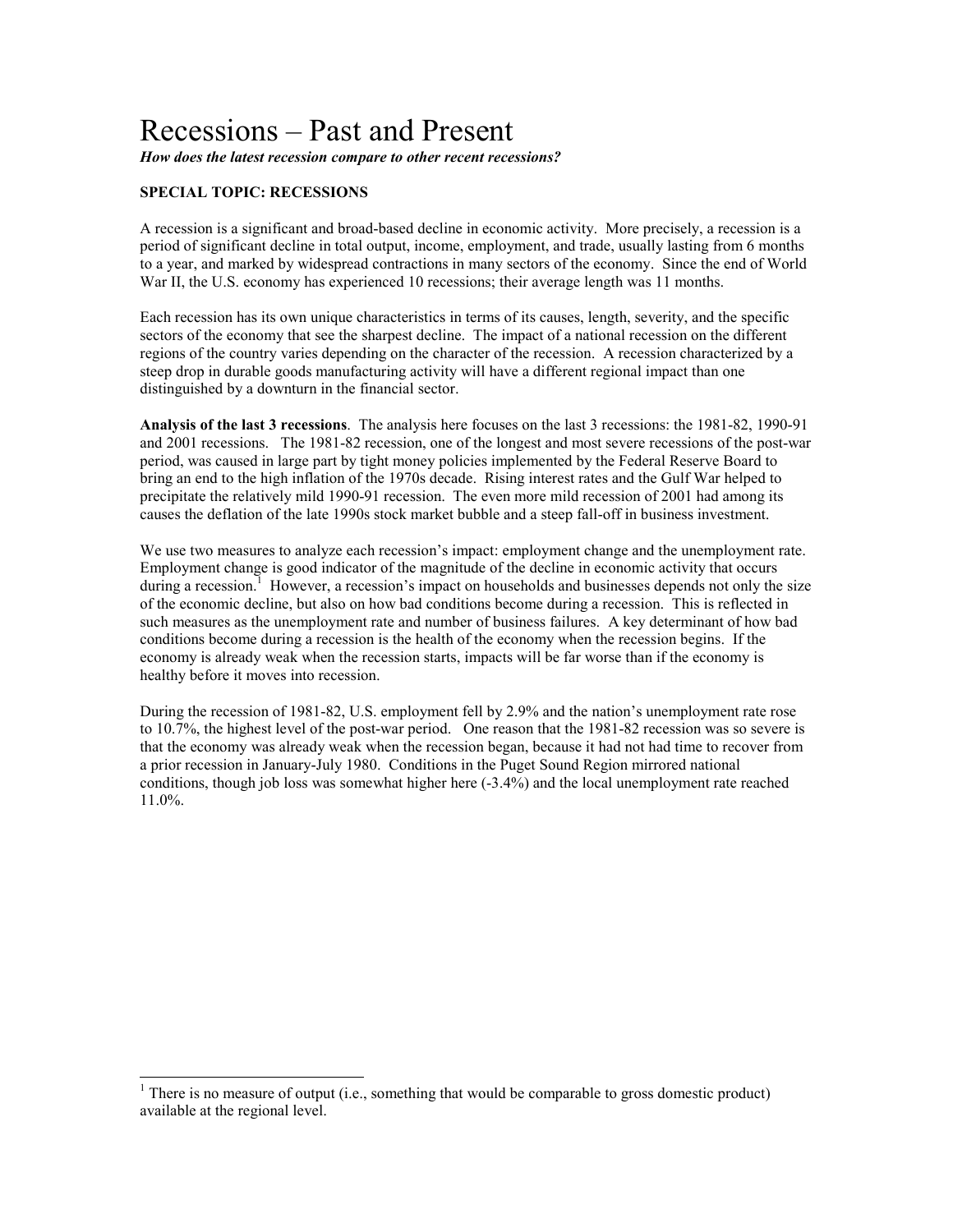# Recessions – Past and Present

***How does the latest recession compare to other recent recessions?***

**SPECIAL TOPIC: RECESSIONS**

A recession is a significant and broad-based decline in economic activity. More precisely, a recession is a period of significant decline in total output, income, employment, and trade, usually lasting from 6 months to a year, and marked by widespread contractions in many sectors of the economy. Since the end of World War II, the U.S. economy has experienced 10 recessions; their average length was 11 months.

Each recession has its own unique characteristics in terms of its causes, length, severity, and the specific sectors of the economy that see the sharpest decline. The impact of a national recession on the different regions of the country varies depending on the character of the recession. A recession characterized by a steep drop in durable goods manufacturing activity will have a different regional impact than one distinguished by a downturn in the financial sector.

**Analysis of the last 3 recessions**. The analysis here focuses on the last 3 recessions: the 1981-82, 1990-91 and 2001 recessions. The 1981-82 recession, one of the longest and most severe recessions of the post-war period, was caused in large part by tight money policies implemented by the Federal Reserve Board to bring an end to the high inflation of the 1970s decade. Rising interest rates and the Gulf War helped to precipitate the relatively mild 1990-91 recession. The even more mild recession of 2001 had among its causes the deflation of the late 1990s stock market bubble and a steep fall-off in business investment.

We use two measures to analyze each recession's impact: employment change and the unemployment rate. Employment change is good indicator of the magnitude of the decline in economic activity that occurs during a recession.[1] However, a recession's impact on households and businesses depends not only the size of the economic decline, but also on how bad conditions become during a recession. This is reflected in such measures as the unemployment rate and number of business failures. A key determinant of how bad conditions become during a recession is the health of the economy when the recession begins. If the economy is already weak when the recession starts, impacts will be far worse than if the economy is healthy before it moves into recession.

During the recession of 1981-82, U.S. employment fell by 2.9% and the nation's unemployment rate rose to 10.7%, the highest level of the post-war period. One reason that the 1981-82 recession was so severe is that the economy was already weak when the recession began, because it had not had time to recover from a prior recession in January-July 1980. Conditions in the Puget Sound Region mirrored national conditions, though job loss was somewhat higher here (-3.4%) and the local unemployment rate reached 11.0%.

---

[1] There is no measure of output (i.e., something that would be comparable to gross domestic product) available at the regional level.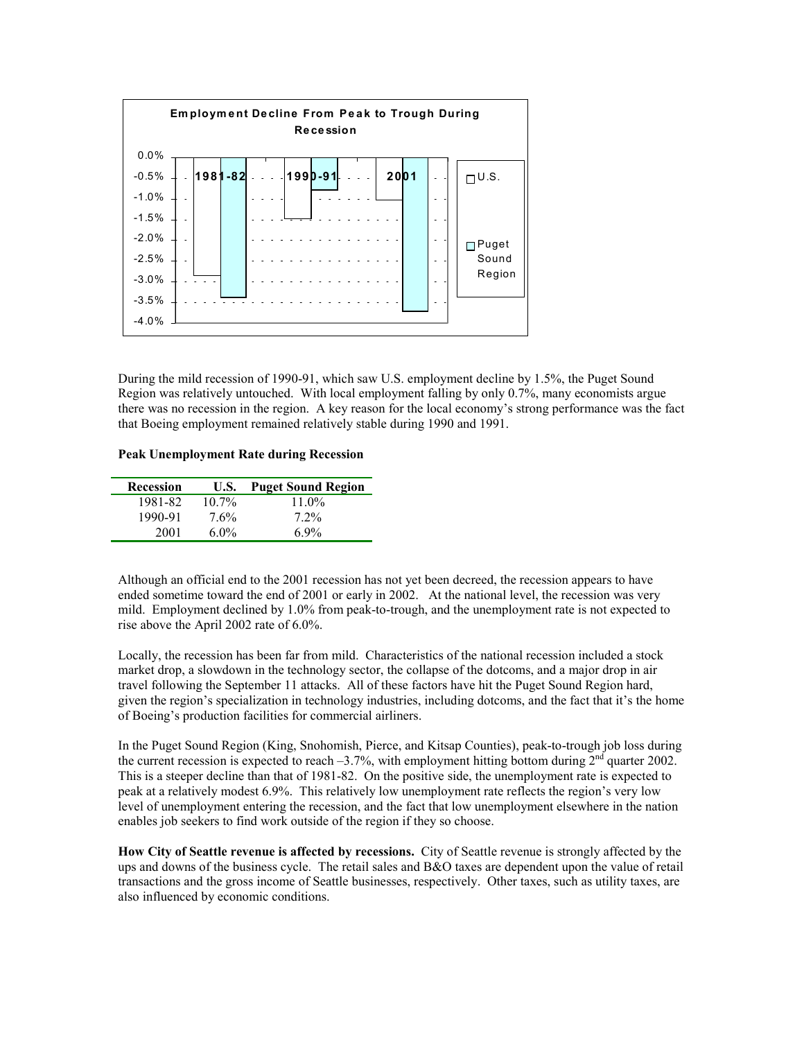**Employment Decline From Peak to Trough During Recession**

During the mild recession of 1990-91, which saw U.S. employment decline by 1.5%, the Puget Sound Region was relatively untouched. With local employment falling by only 0.7%, many economists argue there was no recession in the region. A key reason for the local economy's strong performance was the fact that Boeing employment remained relatively stable during 1990 and 1991.

**Peak Unemployment Rate during Recession**

| Recession | U.S. | Puget Sound Region |
|---|---|---|
| 1981-82 | 10.7% | 11.0% |
| 1990-91 | 7.6% | 7.2% |
| 2001 | 6.0% | 6.9% |

Although an official end to the 2001 recession has not yet been decreed, the recession appears to have ended sometime toward the end of 2001 or early in 2002. At the national level, the recession was very mild. Employment declined by 1.0% from peak-to-trough, and the unemployment rate is not expected to rise above the April 2002 rate of 6.0%.

Locally, the recession has been far from mild. Characteristics of the national recession included a stock market drop, a slowdown in the technology sector, the collapse of the dotcoms, and a major drop in air travel following the September 11 attacks. All of these factors have hit the Puget Sound Region hard, given the region's specialization in technology industries, including dotcoms, and the fact that it's the home of Boeing's production facilities for commercial airliners.

In the Puget Sound Region (King, Snohomish, Pierce, and Kitsap Counties), peak-to-trough job loss during the current recession is expected to reach –3.7%, with employment hitting bottom during 2nd quarter 2002. This is a steeper decline than that of 1981-82. On the positive side, the unemployment rate is expected to peak at a relatively modest 6.9%. This relatively low unemployment rate reflects the region's very low level of unemployment entering the recession, and the fact that low unemployment elsewhere in the nation enables job seekers to find work outside of the region if they so choose.

**How City of Seattle revenue is affected by recessions.** City of Seattle revenue is strongly affected by the ups and downs of the business cycle. The retail sales and B&O taxes are dependent upon the value of retail transactions and the gross income of Seattle businesses, respectively. Other taxes, such as utility taxes, are also influenced by economic conditions.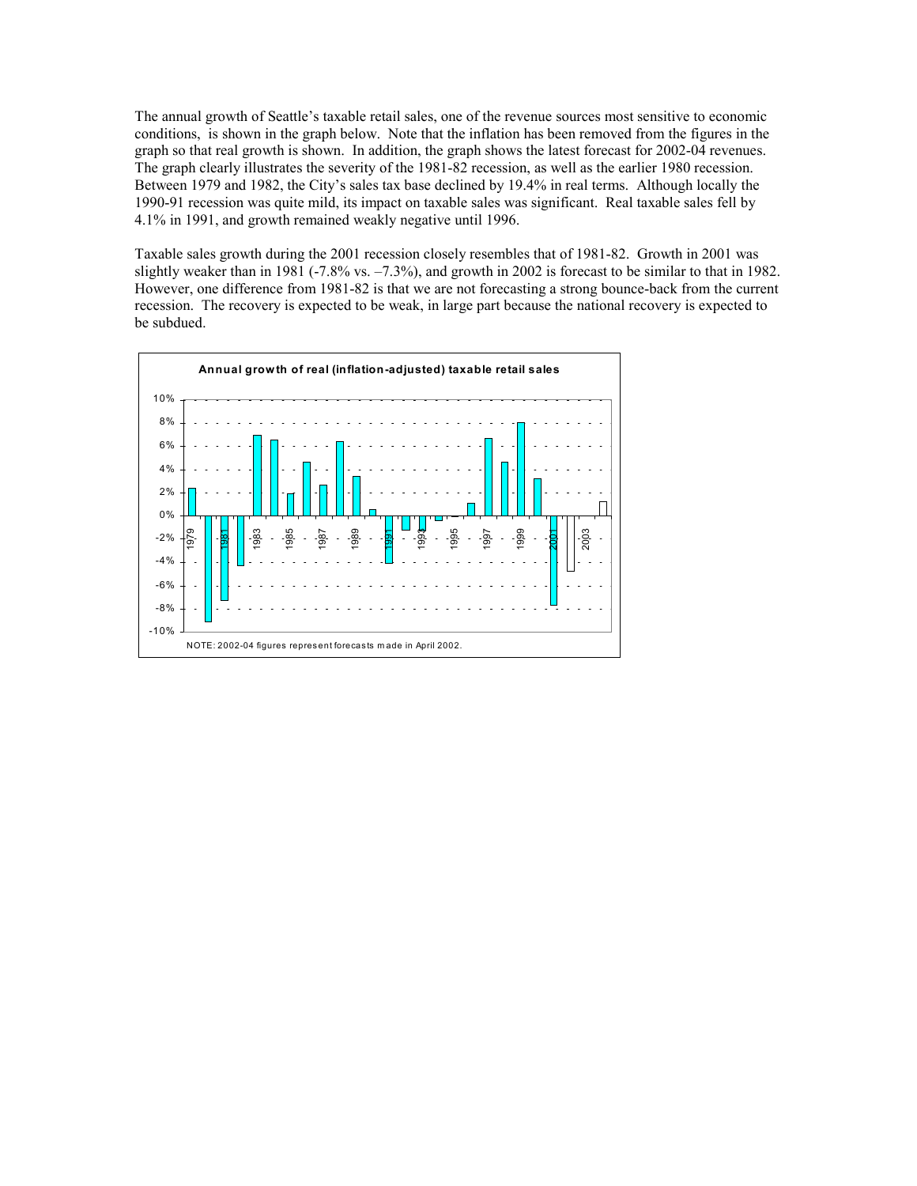The annual growth of Seattle's taxable retail sales, one of the revenue sources most sensitive to economic conditions, is shown in the graph below. Note that the inflation has been removed from the figures in the graph so that real growth is shown. In addition, the graph shows the latest forecast for 2002-04 revenues. The graph clearly illustrates the severity of the 1981-82 recession, as well as the earlier 1980 recession. Between 1979 and 1982, the City's sales tax base declined by 19.4% in real terms. Although locally the 1990-91 recession was quite mild, its impact on taxable sales was significant. Real taxable sales fell by 4.1% in 1991, and growth remained weakly negative until 1996.

Taxable sales growth during the 2001 recession closely resembles that of 1981-82. Growth in 2001 was slightly weaker than in 1981 (-7.8% vs. –7.3%), and growth in 2002 is forecast to be similar to that in 1982. However, one difference from 1981-82 is that we are not forecasting a strong bounce-back from the current recession. The recovery is expected to be weak, in large part because the national recovery is expected to be subdued.

**Annual growth of real (inflation-adjusted) taxable retail sales**

10%
8%
6%
4%
2%
0%
-2%
-4%
-6%
-8%
-10%

1979
1981
1983
1985
1987
1989
1991
1993
1995
1997
1999
2001
2003

NOTE: 2002-04 figures represent forecasts made in April 2002.